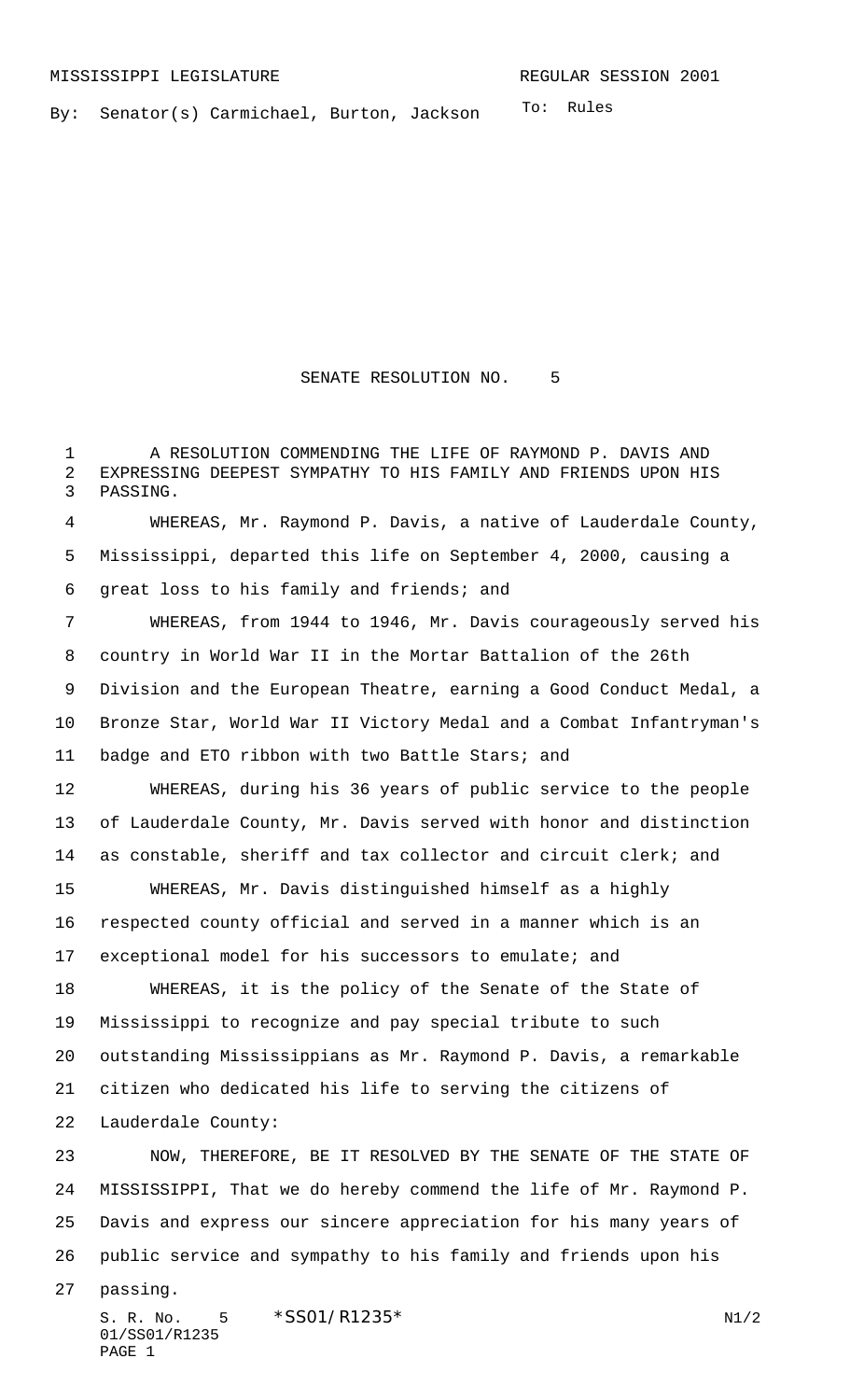MISSISSIPPI LEGISLATURE                                REGULAR SESSION 2001

By: Senator(s) Carmichael, Burton, Jackson                To: Rules

# SENATE RESOLUTION NO. 5

A RESOLUTION COMMENDING THE LIFE OF RAYMOND P. DAVIS AND EXPRESSING DEEPEST SYMPATHY TO HIS FAMILY AND FRIENDS UPON HIS PASSING.

WHEREAS, Mr. Raymond P. Davis, a native of Lauderdale County, Mississippi, departed this life on September 4, 2000, causing a great loss to his family and friends; and

WHEREAS, from 1944 to 1946, Mr. Davis courageously served his country in World War II in the Mortar Battalion of the 26th Division and the European Theatre, earning a Good Conduct Medal, a Bronze Star, World War II Victory Medal and a Combat Infantryman's badge and ETO ribbon with two Battle Stars; and

WHEREAS, during his 36 years of public service to the people of Lauderdale County, Mr. Davis served with honor and distinction as constable, sheriff and tax collector and circuit clerk; and

WHEREAS, Mr. Davis distinguished himself as a highly respected county official and served in a manner which is an exceptional model for his successors to emulate; and

WHEREAS, it is the policy of the Senate of the State of Mississippi to recognize and pay special tribute to such outstanding Mississippians as Mr. Raymond P. Davis, a remarkable citizen who dedicated his life to serving the citizens of Lauderdale County:

NOW, THEREFORE, BE IT RESOLVED BY THE SENATE OF THE STATE OF MISSISSIPPI, That we do hereby commend the life of Mr. Raymond P. Davis and express our sincere appreciation for his many years of public service and sympathy to his family and friends upon his passing.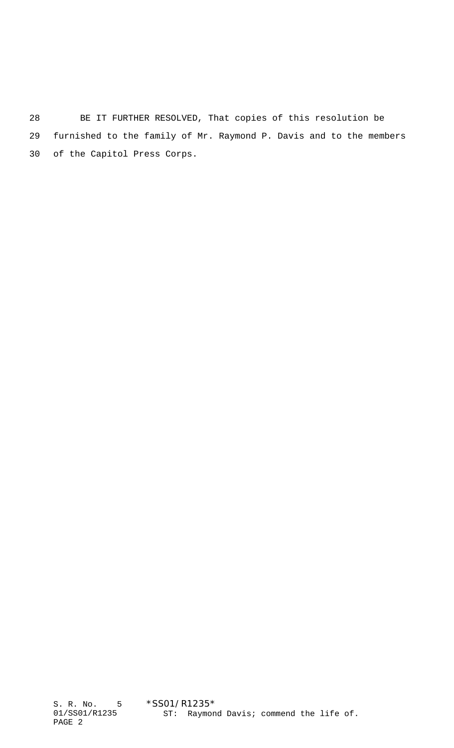BE IT FURTHER RESOLVED, That copies of this resolution be furnished to the family of Mr. Raymond P. Davis and to the members of the Capitol Press Corps.